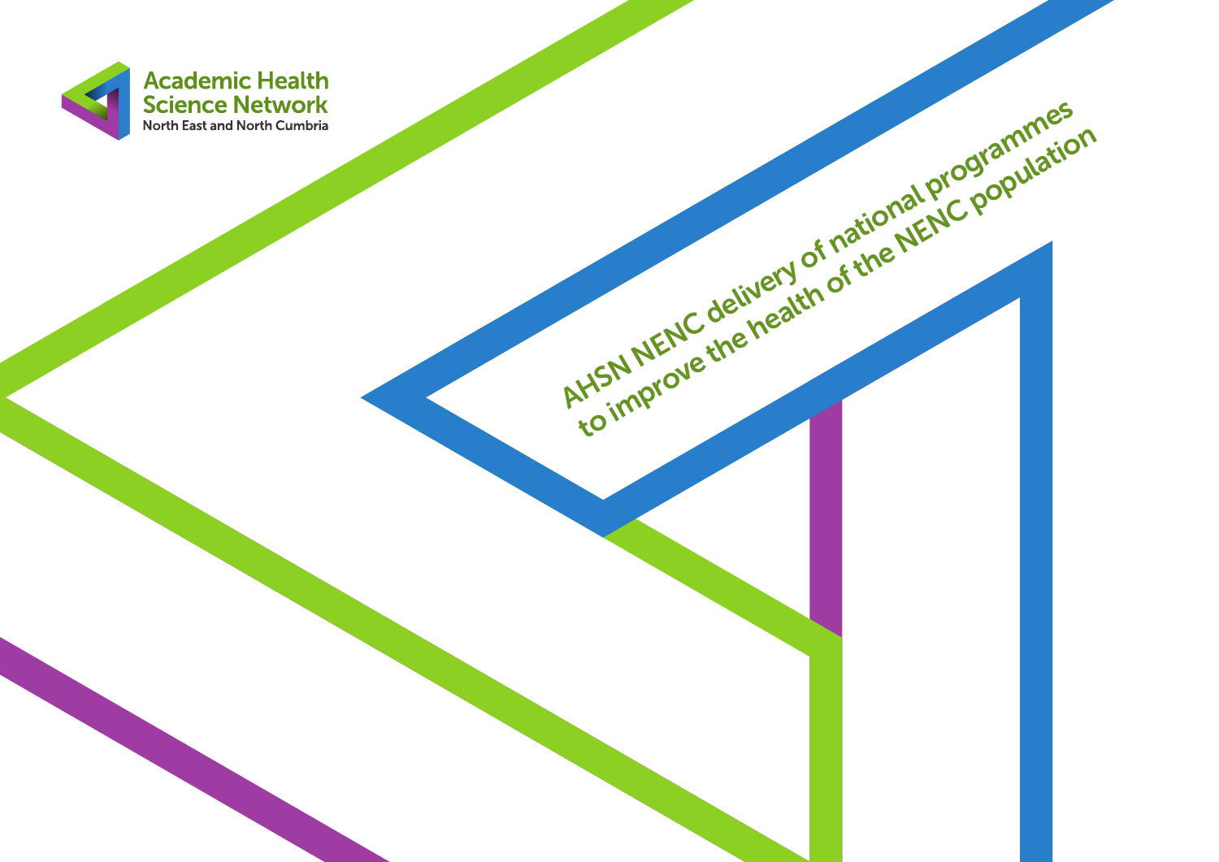Academic Health Science Network

North East and North Cumbria

# AHSN NENC delivery of national programmes to improve the health of the NENC population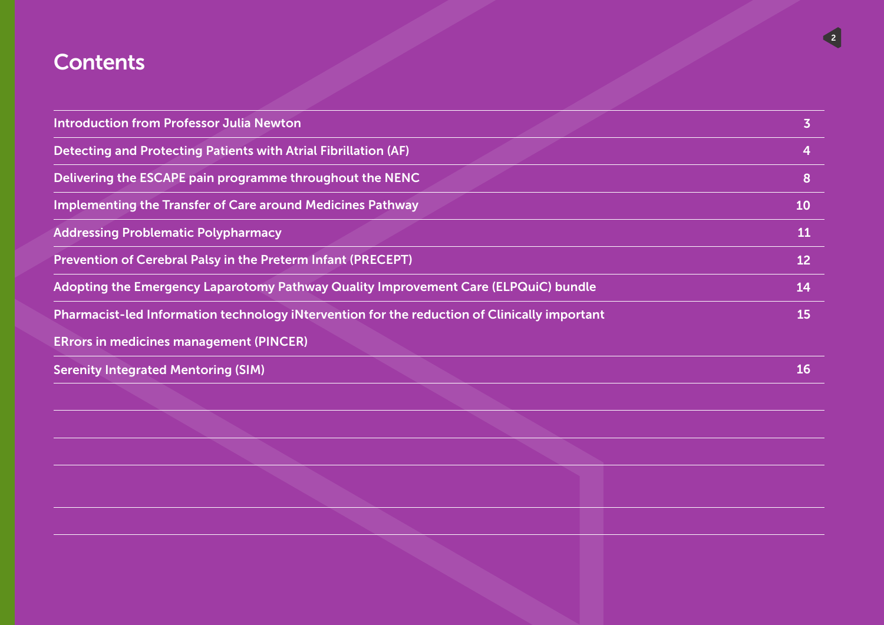# Contents

| | |
|---|---|
| Introduction from Professor Julia Newton | 3 |
| Detecting and Protecting Patients with Atrial Fibrillation (AF) | 4 |
| Delivering the ESCAPE pain programme throughout the NENC | 8 |
| Implementing the Transfer of Care around Medicines Pathway | 10 |
| Addressing Problematic Polypharmacy | 11 |
| Prevention of Cerebral Palsy in the Preterm Infant (PRECEPT) | 12 |
| Adopting the Emergency Laparotomy Pathway Quality Improvement Care (ELPQuiC) bundle | 14 |
| Pharmacist-led Information technology iNtervention for the reduction of Clinically important ERrors in medicines management (PINCER) | 15 |
| Serenity Integrated Mentoring (SIM) | 16 |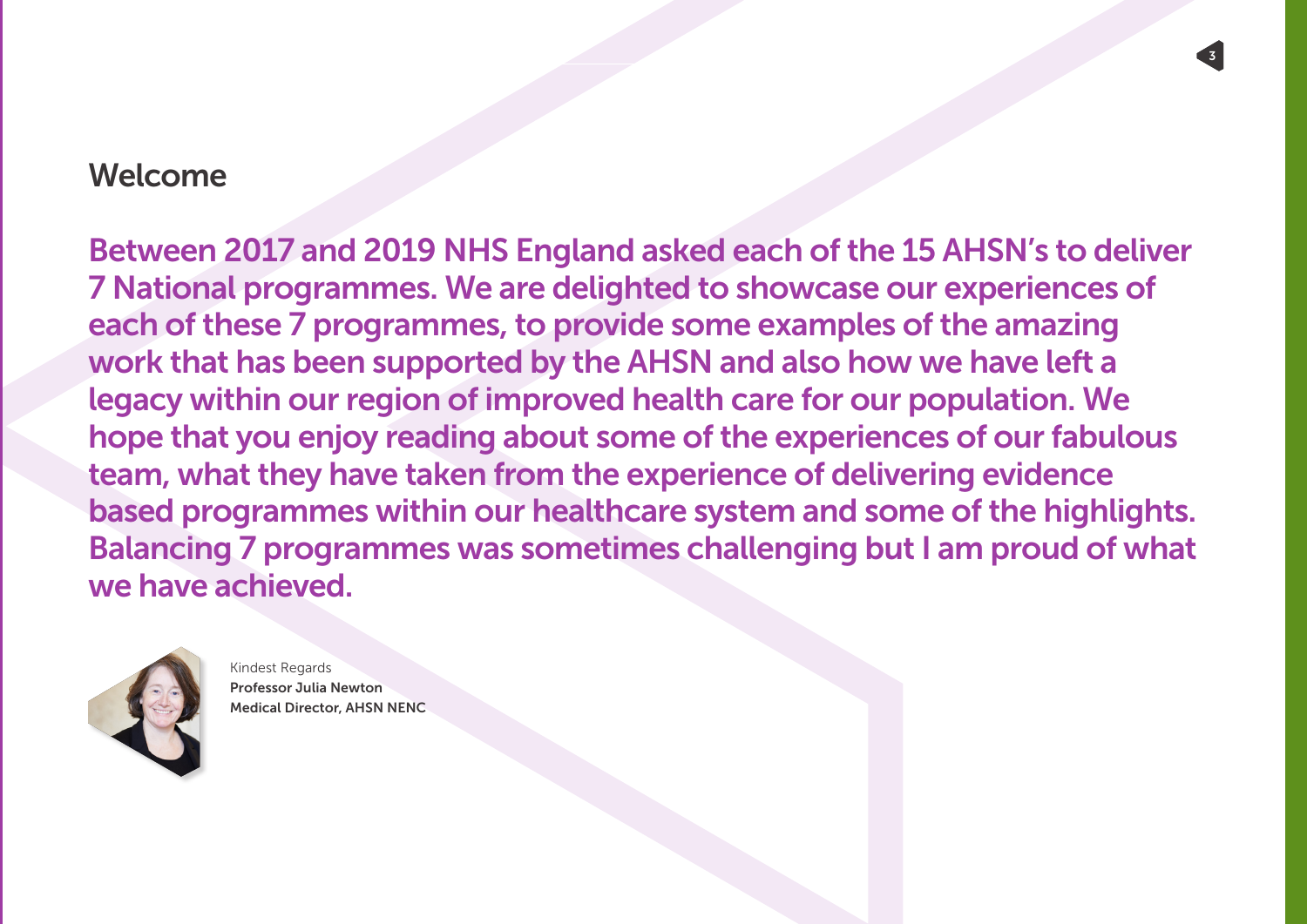## Welcome

**Between 2017 and 2019 NHS England asked each of the 15 AHSN's to deliver 7 National programmes. We are delighted to showcase our experiences of each of these 7 programmes, to provide some examples of the amazing work that has been supported by the AHSN and also how we have left a legacy within our region of improved health care for our population. We hope that you enjoy reading about some of the experiences of our fabulous team, what they have taken from the experience of delivering evidence based programmes within our healthcare system and some of the highlights. Balancing 7 programmes was sometimes challenging but I am proud of what we have achieved.**

Kindest Regards
**Professor Julia Newton**
**Medical Director, AHSN NENC**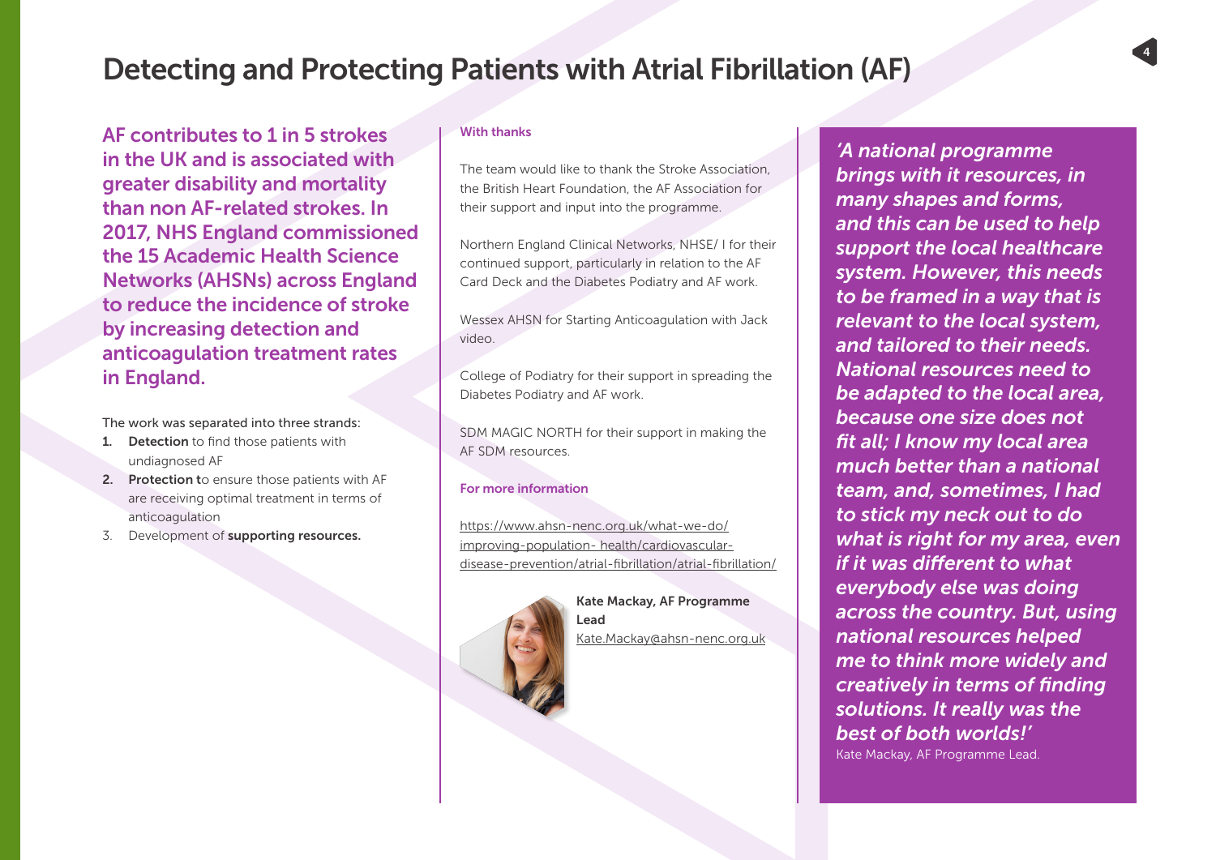# Detecting and Protecting Patients with Atrial Fibrillation (AF)

**AF contributes to 1 in 5 strokes in the UK and is associated with greater disability and mortality than non AF-related strokes. In 2017, NHS England commissioned the 15 Academic Health Science Networks (AHSNs) across England to reduce the incidence of stroke by increasing detection and anticoagulation treatment rates in England.**

The work was separated into three strands:

1. **Detection** to find those patients with undiagnosed AF
2. **Protection t**o ensure those patients with AF are receiving optimal treatment in terms of anticoagulation
3. Development of **supporting resources.**

### With thanks

The team would like to thank the Stroke Association, the British Heart Foundation, the AF Association for their support and input into the programme.

Northern England Clinical Networks, NHSE/ I for their continued support, particularly in relation to the AF Card Deck and the Diabetes Podiatry and AF work.

Wessex AHSN for Starting Anticoagulation with Jack video.

College of Podiatry for their support in spreading the Diabetes Podiatry and AF work.

SDM MAGIC NORTH for their support in making the AF SDM resources.

### For more information

https://www.ahsn-nenc.org.uk/what-we-do/improving-population- health/cardiovascular-disease-prevention/atrial-fibrillation/atrial-fibrillation/

**Kate Mackay, AF Programme Lead**
Kate.Mackay@ahsn-nenc.org.uk

> ***'A national programme brings with it resources, in many shapes and forms, and this can be used to help support the local healthcare system. However, this needs to be framed in a way that is relevant to the local system, and tailored to their needs. National resources need to be adapted to the local area, because one size does not fit all; I know my local area much better than a national team, and, sometimes, I had to stick my neck out to do what is right for my area, even if it was different to what everybody else was doing across the country. But, using national resources helped me to think more widely and creatively in terms of finding solutions. It really was the best of both worlds!'***
>
> Kate Mackay, AF Programme Lead.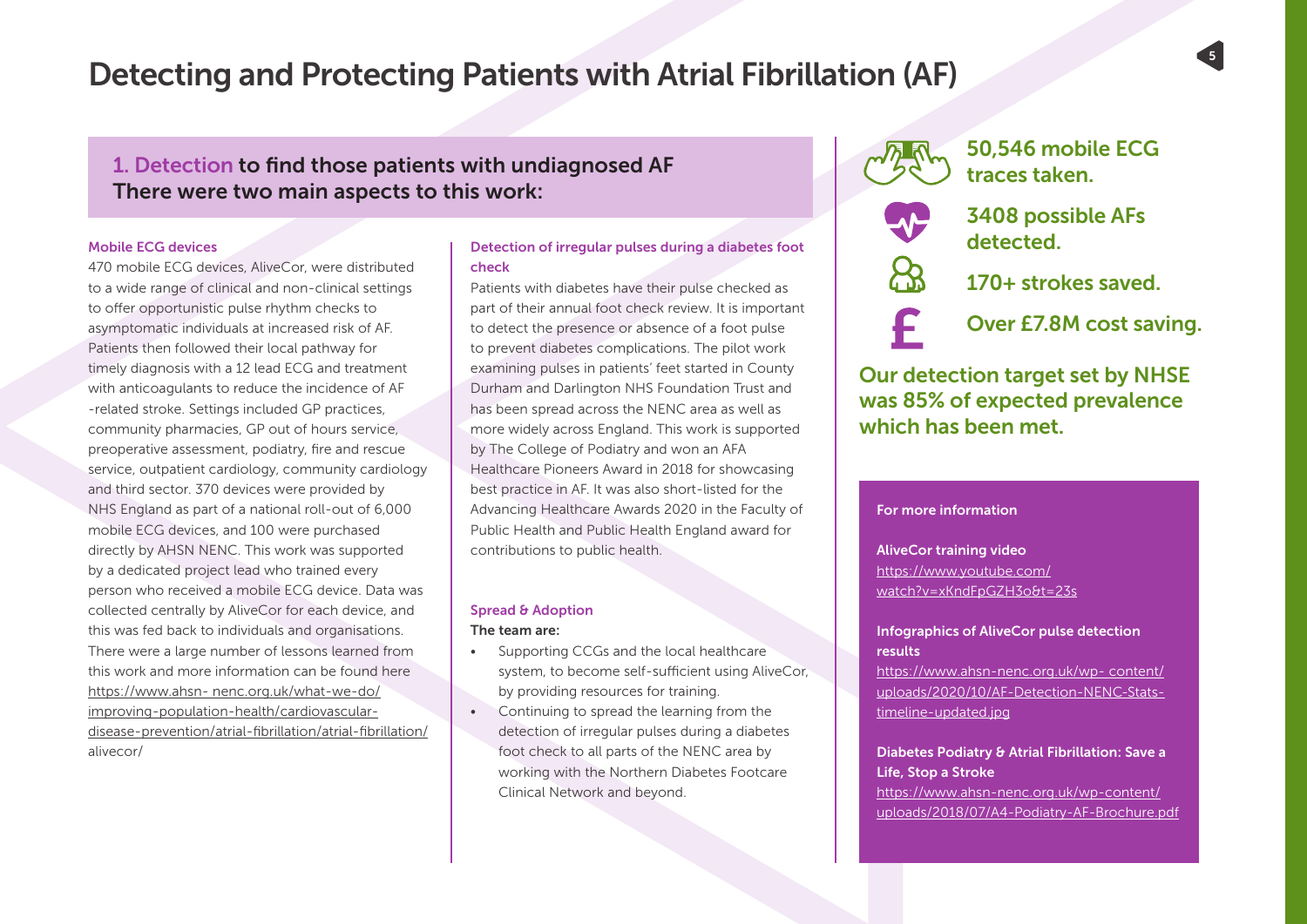# Detecting and Protecting Patients with Atrial Fibrillation (AF)

## 1. Detection to find those patients with undiagnosed AF
## There were two main aspects to this work:

### Mobile ECG devices

470 mobile ECG devices, AliveCor, were distributed to a wide range of clinical and non-clinical settings to offer opportunistic pulse rhythm checks to asymptomatic individuals at increased risk of AF. Patients then followed their local pathway for timely diagnosis with a 12 lead ECG and treatment with anticoagulants to reduce the incidence of AF -related stroke. Settings included GP practices, community pharmacies, GP out of hours service, preoperative assessment, podiatry, fire and rescue service, outpatient cardiology, community cardiology and third sector. 370 devices were provided by NHS England as part of a national roll-out of 6,000 mobile ECG devices, and 100 were purchased directly by AHSN NENC. This work was supported by a dedicated project lead who trained every person who received a mobile ECG device. Data was collected centrally by AliveCor for each device, and this was fed back to individuals and organisations. There were a large number of lessons learned from this work and more information can be found here https://www.ahsn- nenc.org.uk/what-we-do/improving-population-health/cardiovascular-disease-prevention/atrial-fibrillation/atrial-fibrillation/alivecor/

### Detection of irregular pulses during a diabetes foot check

Patients with diabetes have their pulse checked as part of their annual foot check review. It is important to detect the presence or absence of a foot pulse to prevent diabetes complications. The pilot work examining pulses in patients' feet started in County Durham and Darlington NHS Foundation Trust and has been spread across the NENC area as well as more widely across England. This work is supported by The College of Podiatry and won an AFA Healthcare Pioneers Award in 2018 for showcasing best practice in AF. It was also short-listed for the Advancing Healthcare Awards 2020 in the Faculty of Public Health and Public Health England award for contributions to public health.

### Spread & Adoption

**The team are:**

- Supporting CCGs and the local healthcare system, to become self-sufficient using AliveCor, by providing resources for training.
- Continuing to spread the learning from the detection of irregular pulses during a diabetes foot check to all parts of the NENC area by working with the Northern Diabetes Footcare Clinical Network and beyond.

**50,546 mobile ECG traces taken.**

**3408 possible AFs detected.**

**170+ strokes saved.**

**Over £7.8M cost saving.**

**Our detection target set by NHSE was 85% of expected prevalence which has been met.**

### For more information

**AliveCor training video**
https://www.youtube.com/watch?v=xKndFpGZH3o&t=23s

**Infographics of AliveCor pulse detection results**
https://www.ahsn-nenc.org.uk/wp- content/uploads/2020/10/AF-Detection-NENC-Stats-timeline-updated.jpg

**Diabetes Podiatry & Atrial Fibrillation: Save a Life, Stop a Stroke**
https://www.ahsn-nenc.org.uk/wp-content/uploads/2018/07/A4-Podiatry-AF-Brochure.pdf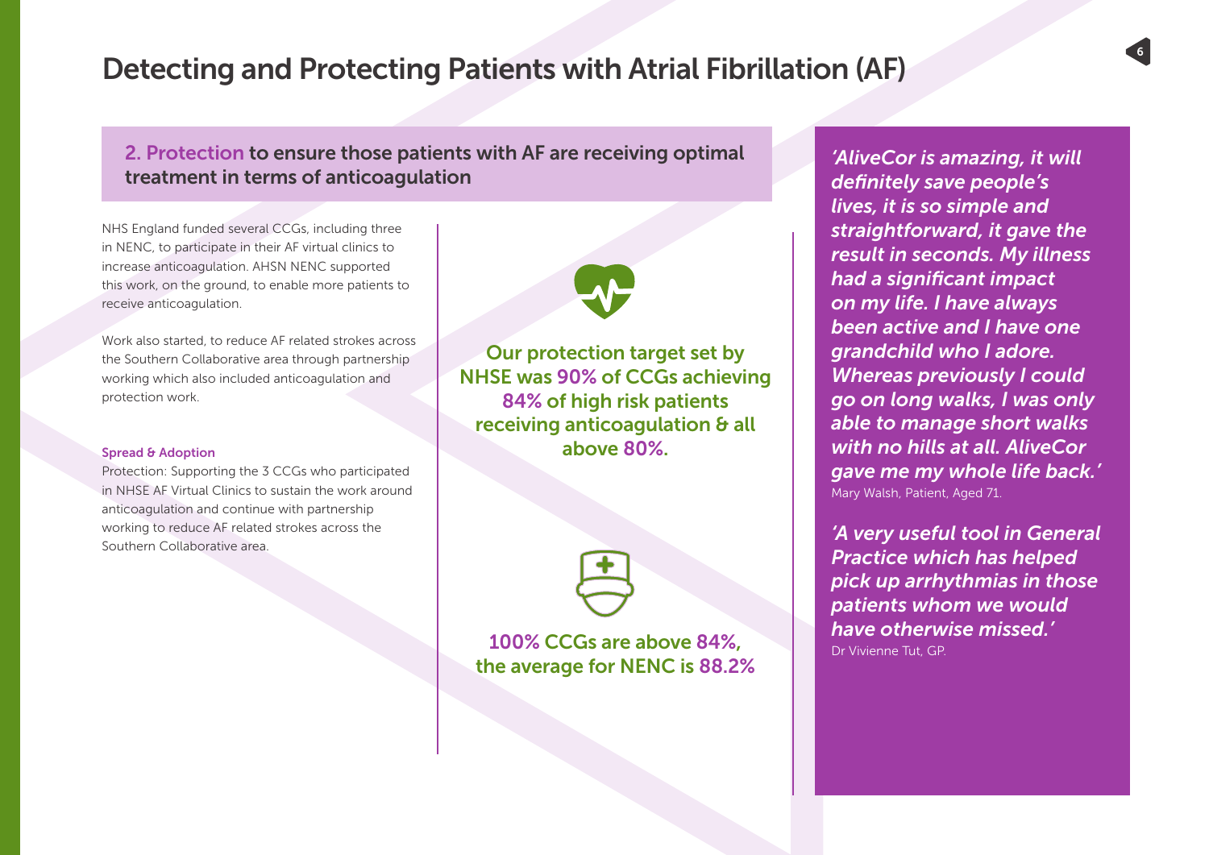# Detecting and Protecting Patients with Atrial Fibrillation (AF)

## 2. Protection to ensure those patients with AF are receiving optimal treatment in terms of anticoagulation

NHS England funded several CCGs, including three in NENC, to participate in their AF virtual clinics to increase anticoagulation. AHSN NENC supported this work, on the ground, to enable more patients to receive anticoagulation.

Work also started, to reduce AF related strokes across the Southern Collaborative area through partnership working which also included anticoagulation and protection work.

### Spread & Adoption

Protection: Supporting the 3 CCGs who participated in NHSE AF Virtual Clinics to sustain the work around anticoagulation and continue with partnership working to reduce AF related strokes across the Southern Collaborative area.

**Our protection target set by NHSE was 90% of CCGs achieving 84% of high risk patients receiving anticoagulation & all above 80%.**

**100% CCGs are above 84%, the average for NENC is 88.2%**

***'AliveCor is amazing, it will definitely save people's lives, it is so simple and straightforward, it gave the result in seconds. My illness had a significant impact on my life. I have always been active and I have one grandchild who I adore. Whereas previously I could go on long walks, I was only able to manage short walks with no hills at all. AliveCor gave me my whole life back.'***
Mary Walsh, Patient, Aged 71.

***'A very useful tool in General Practice which has helped pick up arrhythmias in those patients whom we would have otherwise missed.'***
Dr Vivienne Tut, GP.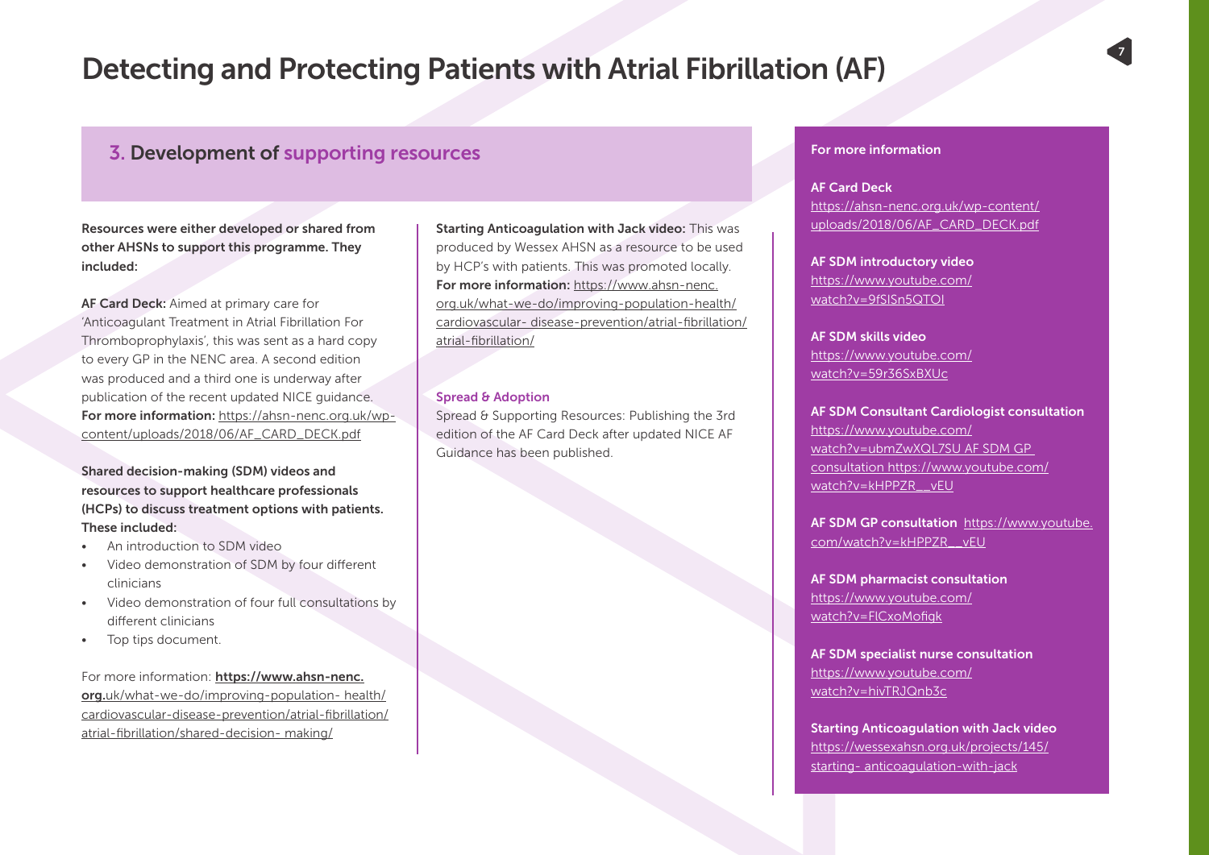# Detecting and Protecting Patients with Atrial Fibrillation (AF)

## 3. Development of supporting resources

**Resources were either developed or shared from other AHSNs to support this programme. They included:**

**AF Card Deck:** Aimed at primary care for 'Anticoagulant Treatment in Atrial Fibrillation For Thromboprophylaxis', this was sent as a hard copy to every GP in the NENC area. A second edition was produced and a third one is underway after publication of the recent updated NICE guidance. **For more information:** https://ahsn-nenc.org.uk/wp-content/uploads/2018/06/AF_CARD_DECK.pdf

**Shared decision-making (SDM) videos and resources to support healthcare professionals (HCPs) to discuss treatment options with patients. These included:**

- An introduction to SDM video
- Video demonstration of SDM by four different clinicians
- Video demonstration of four full consultations by different clinicians
- Top tips document.

For more information: **https://www.ahsn-nenc.org.**uk/what-we-do/improving-population- health/cardiovascular-disease-prevention/atrial-fibrillation/atrial-fibrillation/shared-decision- making/

**Starting Anticoagulation with Jack video:** This was produced by Wessex AHSN as a resource to be used by HCP's with patients. This was promoted locally. **For more information:** https://www.ahsn-nenc.org.uk/what-we-do/improving-population-health/cardiovascular- disease-prevention/atrial-fibrillation/atrial-fibrillation/

### Spread & Adoption

Spread & Supporting Resources: Publishing the 3rd edition of the AF Card Deck after updated NICE AF Guidance has been published.

**For more information**

**AF Card Deck**
https://ahsn-nenc.org.uk/wp-content/uploads/2018/06/AF_CARD_DECK.pdf

**AF SDM introductory video**
https://www.youtube.com/watch?v=9fSISn5QTOI

**AF SDM skills video**
https://www.youtube.com/watch?v=59r36SxBXUc

**AF SDM Consultant Cardiologist consultation**
https://www.youtube.com/watch?v=ubmZwXQL7SU AF SDM GP consultation https://www.youtube.com/watch?v=kHPPZR__vEU

**AF SDM GP consultation** https://www.youtube.com/watch?v=kHPPZR__vEU

**AF SDM pharmacist consultation**
https://www.youtube.com/watch?v=FICxoMofigk

**AF SDM specialist nurse consultation**
https://www.youtube.com/watch?v=hivTRJQnb3c

**Starting Anticoagulation with Jack video**
https://wessexahsn.org.uk/projects/145/starting- anticoagulation-with-jack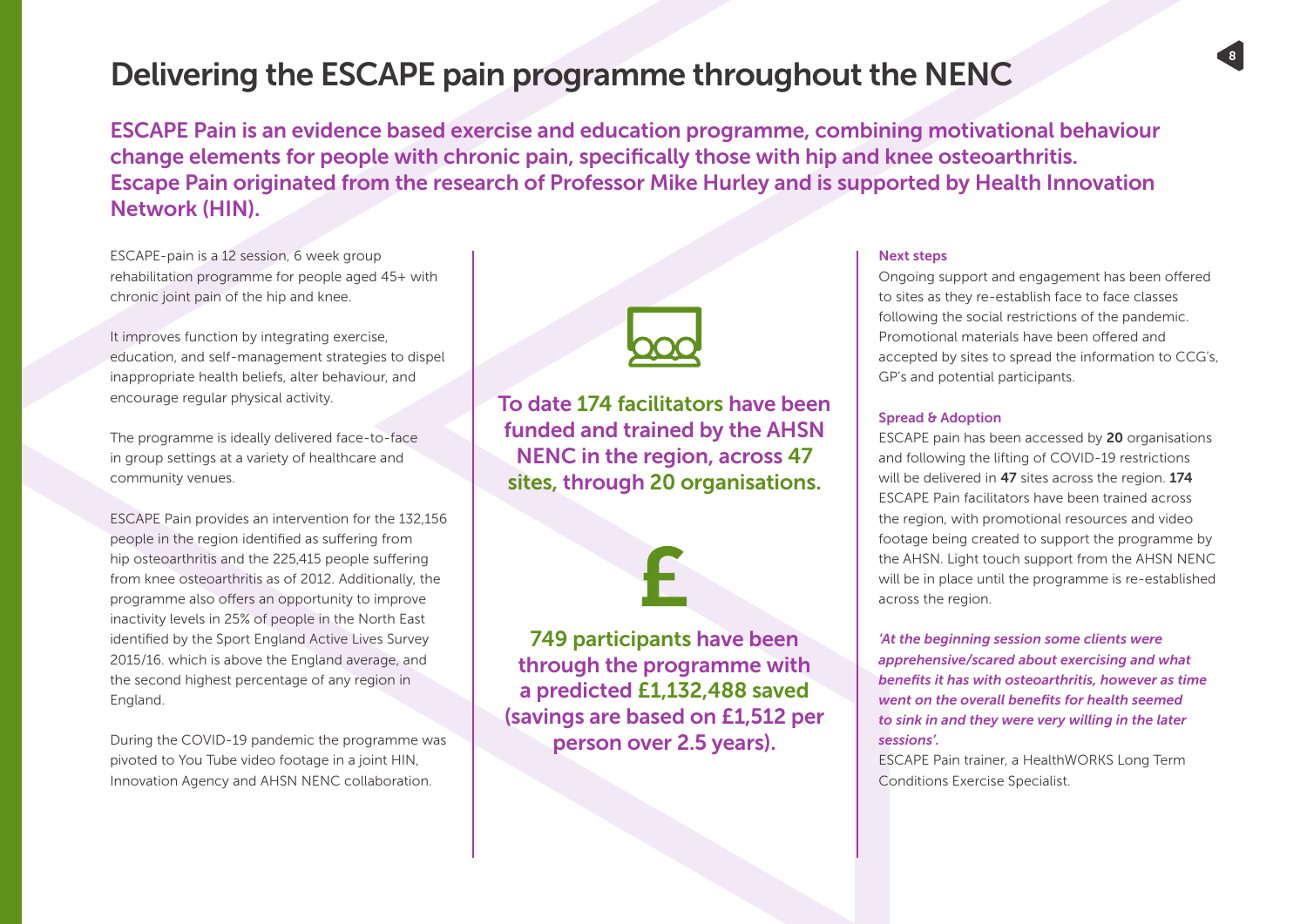# Delivering the ESCAPE pain programme throughout the NENC

**ESCAPE Pain is an evidence based exercise and education programme, combining motivational behaviour change elements for people with chronic pain, specifically those with hip and knee osteoarthritis. Escape Pain originated from the research of Professor Mike Hurley and is supported by Health Innovation Network (HIN).**

ESCAPE-pain is a 12 session, 6 week group rehabilitation programme for people aged 45+ with chronic joint pain of the hip and knee.

It improves function by integrating exercise, education, and self-management strategies to dispel inappropriate health beliefs, alter behaviour, and encourage regular physical activity.

The programme is ideally delivered face-to-face in group settings at a variety of healthcare and community venues.

ESCAPE Pain provides an intervention for the 132,156 people in the region identified as suffering from hip osteoarthritis and the 225,415 people suffering from knee osteoarthritis as of 2012. Additionally, the programme also offers an opportunity to improve inactivity levels in 25% of people in the North East identified by the Sport England Active Lives Survey 2015/16. which is above the England average, and the second highest percentage of any region in England.

During the COVID-19 pandemic the programme was pivoted to You Tube video footage in a joint HIN, Innovation Agency and AHSN NENC collaboration.

**To date 174 facilitators have been funded and trained by the AHSN NENC in the region, across 47 sites, through 20 organisations.**

**749 participants have been through the programme with a predicted £1,132,488 saved (savings are based on £1,512 per person over 2.5 years).**

### Next steps

Ongoing support and engagement has been offered to sites as they re-establish face to face classes following the social restrictions of the pandemic. Promotional materials have been offered and accepted by sites to spread the information to CCG's, GP's and potential participants.

### Spread & Adoption

ESCAPE pain has been accessed by **20** organisations and following the lifting of COVID-19 restrictions will be delivered in **47** sites across the region. **174** ESCAPE Pain facilitators have been trained across the region, with promotional resources and video footage being created to support the programme by the AHSN. Light touch support from the AHSN NENC will be in place until the programme is re-established across the region.

***'At the beginning session some clients were apprehensive/scared about exercising and what benefits it has with osteoarthritis, however as time went on the overall benefits for health seemed to sink in and they were very willing in the later sessions'.***

ESCAPE Pain trainer, a HealthWORKS Long Term Conditions Exercise Specialist.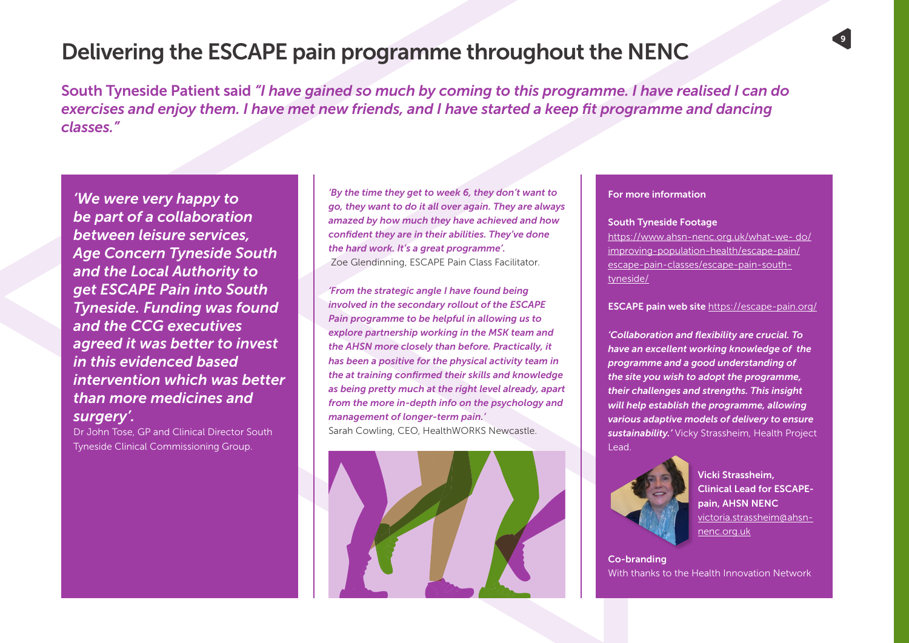# Delivering the ESCAPE pain programme throughout the NENC

South Tyneside Patient said *"I have gained so much by coming to this programme. I have realised I can do exercises and enjoy them. I have met new friends, and I have started a keep fit programme and dancing classes."*

***'We were very happy to be part of a collaboration between leisure services, Age Concern Tyneside South and the Local Authority to get ESCAPE Pain into South Tyneside. Funding was found and the CCG executives agreed it was better to invest in this evidenced based intervention which was better than more medicines and surgery'.***
Dr John Tose, GP and Clinical Director South Tyneside Clinical Commissioning Group.

***'By the time they get to week 6, they don't want to go, they want to do it all over again. They are always amazed by how much they have achieved and how confident they are in their abilities. They've done the hard work. It's a great programme'.***
Zoe Glendinning, ESCAPE Pain Class Facilitator.

***'From the strategic angle I have found being involved in the secondary rollout of the ESCAPE Pain programme to be helpful in allowing us to explore partnership working in the MSK team and the AHSN more closely than before. Practically, it has been a positive for the physical activity team in the at training confirmed their skills and knowledge as being pretty much at the right level already, apart from the more in-depth info on the psychology and management of longer-term pain.'***
Sarah Cowling, CEO, HealthWORKS Newcastle.

**For more information**

**South Tyneside Footage**
https://www.ahsn-nenc.org.uk/what-we- do/improving-population-health/escape-pain/escape-pain-classes/escape-pain-south-tyneside/

**ESCAPE pain web site** https://escape-pain.org/

***'Collaboration and flexibility are crucial. To have an excellent working knowledge of the programme and a good understanding of the site you wish to adopt the programme, their challenges and strengths. This insight will help establish the programme, allowing various adaptive models of delivery to ensure sustainability.'*** Vicky Strassheim, Health Project Lead.

**Vicki Strassheim, Clinical Lead for ESCAPE-pain, AHSN NENC**
victoria.strassheim@ahsn-nenc.org.uk

**Co-branding**
With thanks to the Health Innovation Network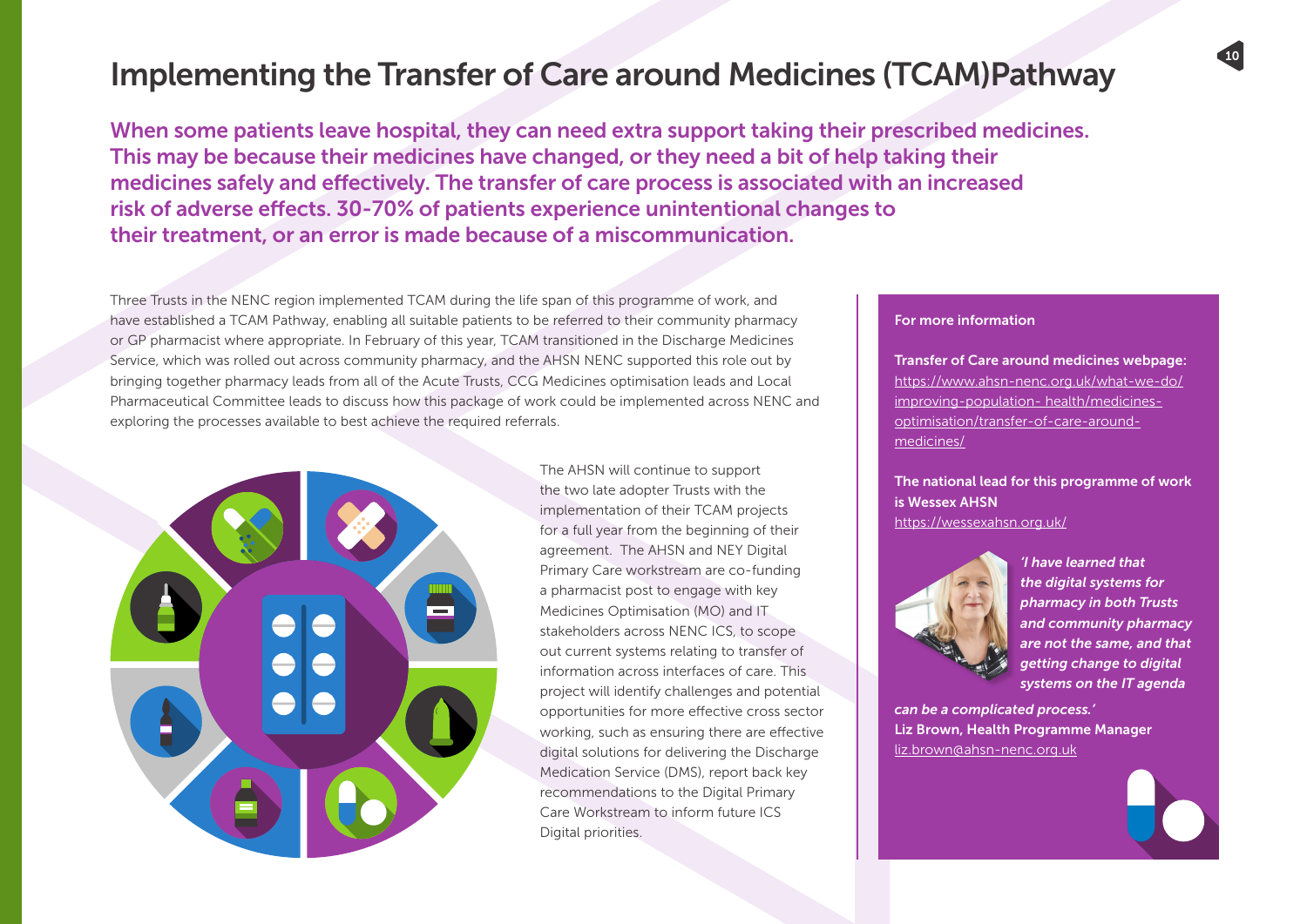# Implementing the Transfer of Care around Medicines (TCAM)Pathway

**When some patients leave hospital, they can need extra support taking their prescribed medicines. This may be because their medicines have changed, or they need a bit of help taking their medicines safely and effectively. The transfer of care process is associated with an increased risk of adverse effects. 30-70% of patients experience unintentional changes to their treatment, or an error is made because of a miscommunication.**

Three Trusts in the NENC region implemented TCAM during the life span of this programme of work, and have established a TCAM Pathway, enabling all suitable patients to be referred to their community pharmacy or GP pharmacist where appropriate. In February of this year, TCAM transitioned in the Discharge Medicines Service, which was rolled out across community pharmacy, and the AHSN NENC supported this role out by bringing together pharmacy leads from all of the Acute Trusts, CCG Medicines optimisation leads and Local Pharmaceutical Committee leads to discuss how this package of work could be implemented across NENC and exploring the processes available to best achieve the required referrals.

The AHSN will continue to support the two late adopter Trusts with the implementation of their TCAM projects for a full year from the beginning of their agreement. The AHSN and NEY Digital Primary Care workstream are co-funding a pharmacist post to engage with key Medicines Optimisation (MO) and IT stakeholders across NENC ICS, to scope out current systems relating to transfer of information across interfaces of care. This project will identify challenges and potential opportunities for more effective cross sector working, such as ensuring there are effective digital solutions for delivering the Discharge Medication Service (DMS), report back key recommendations to the Digital Primary Care Workstream to inform future ICS Digital priorities.

**For more information**

**Transfer of Care around medicines webpage:**
https://www.ahsn-nenc.org.uk/what-we-do/improving-population- health/medicines-optimisation/transfer-of-care-around-medicines/

**The national lead for this programme of work is Wessex AHSN**
https://wessexahsn.org.uk/

*'I have learned that the digital systems for pharmacy in both Trusts and community pharmacy are not the same, and that getting change to digital systems on the IT agenda can be a complicated process.'*
**Liz Brown, Health Programme Manager**
liz.brown@ahsn-nenc.org.uk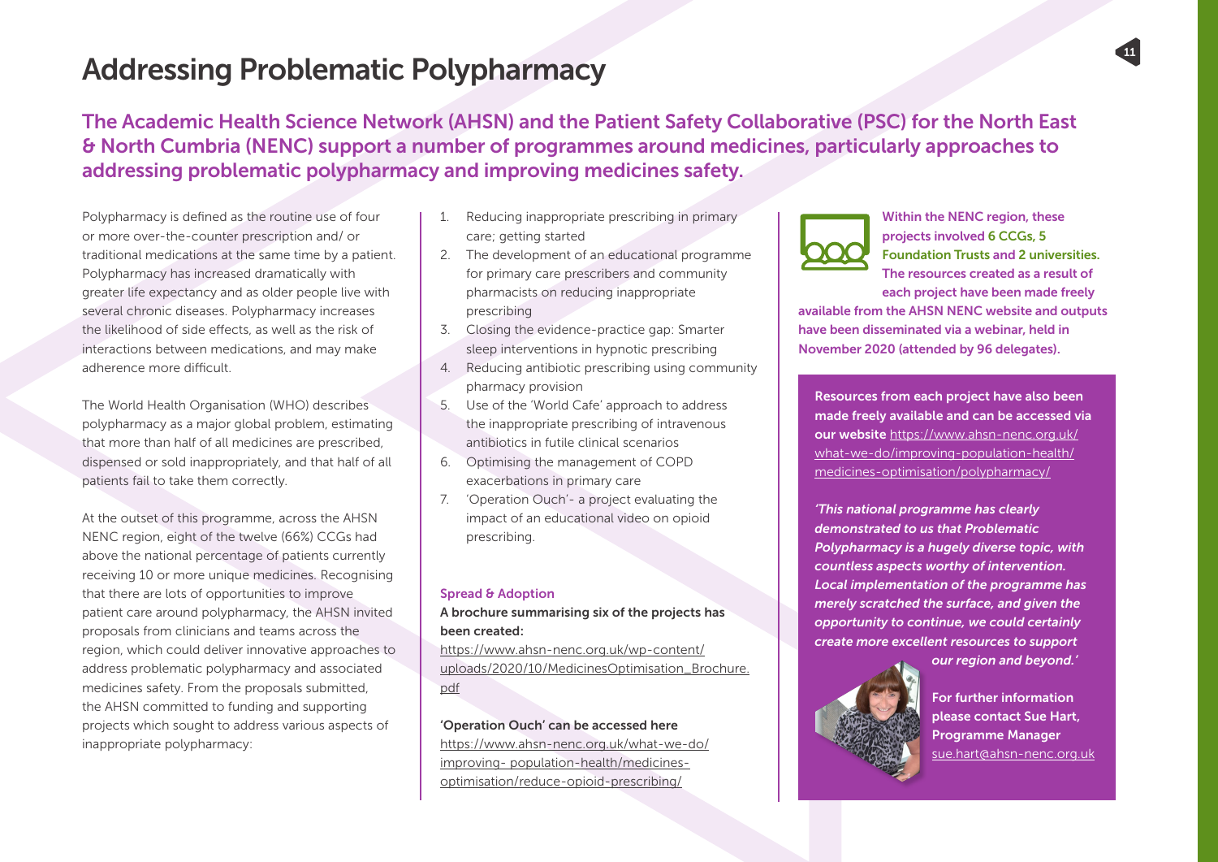# Addressing Problematic Polypharmacy

## The Academic Health Science Network (AHSN) and the Patient Safety Collaborative (PSC) for the North East & North Cumbria (NENC) support a number of programmes around medicines, particularly approaches to addressing problematic polypharmacy and improving medicines safety.

Polypharmacy is defined as the routine use of four or more over-the-counter prescription and/ or traditional medications at the same time by a patient. Polypharmacy has increased dramatically with greater life expectancy and as older people live with several chronic diseases. Polypharmacy increases the likelihood of side effects, as well as the risk of interactions between medications, and may make adherence more difficult.

The World Health Organisation (WHO) describes polypharmacy as a major global problem, estimating that more than half of all medicines are prescribed, dispensed or sold inappropriately, and that half of all patients fail to take them correctly.

At the outset of this programme, across the AHSN NENC region, eight of the twelve (66%) CCGs had above the national percentage of patients currently receiving 10 or more unique medicines. Recognising that there are lots of opportunities to improve patient care around polypharmacy, the AHSN invited proposals from clinicians and teams across the region, which could deliver innovative approaches to address problematic polypharmacy and associated medicines safety. From the proposals submitted, the AHSN committed to funding and supporting projects which sought to address various aspects of inappropriate polypharmacy:

1. Reducing inappropriate prescribing in primary care; getting started
2. The development of an educational programme for primary care prescribers and community pharmacists on reducing inappropriate prescribing
3. Closing the evidence-practice gap: Smarter sleep interventions in hypnotic prescribing
4. Reducing antibiotic prescribing using community pharmacy provision
5. Use of the 'World Cafe' approach to address the inappropriate prescribing of intravenous antibiotics in futile clinical scenarios
6. Optimising the management of COPD exacerbations in primary care
7. 'Operation Ouch'- a project evaluating the impact of an educational video on opioid prescribing.

### Spread & Adoption

**A brochure summarising six of the projects has been created:**

https://www.ahsn-nenc.org.uk/wp-content/uploads/2020/10/MedicinesOptimisation_Brochure.pdf

**'Operation Ouch' can be accessed here**

https://www.ahsn-nenc.org.uk/what-we-do/improving- population-health/medicines-optimisation/reduce-opioid-prescribing/

**Within the NENC region, these projects involved 6 CCGs, 5 Foundation Trusts and 2 universities. The resources created as a result of each project have been made freely available from the AHSN NENC website and outputs have been disseminated via a webinar, held in November 2020 (attended by 96 delegates).**

**Resources from each project have also been made freely available and can be accessed via our website** https://www.ahsn-nenc.org.uk/what-we-do/improving-population-health/medicines-optimisation/polypharmacy/

***'This national programme has clearly demonstrated to us that Problematic Polypharmacy is a hugely diverse topic, with countless aspects worthy of intervention. Local implementation of the programme has merely scratched the surface, and given the opportunity to continue, we could certainly create more excellent resources to support our region and beyond.'***

**For further information please contact Sue Hart, Programme Manager** sue.hart@ahsn-nenc.org.uk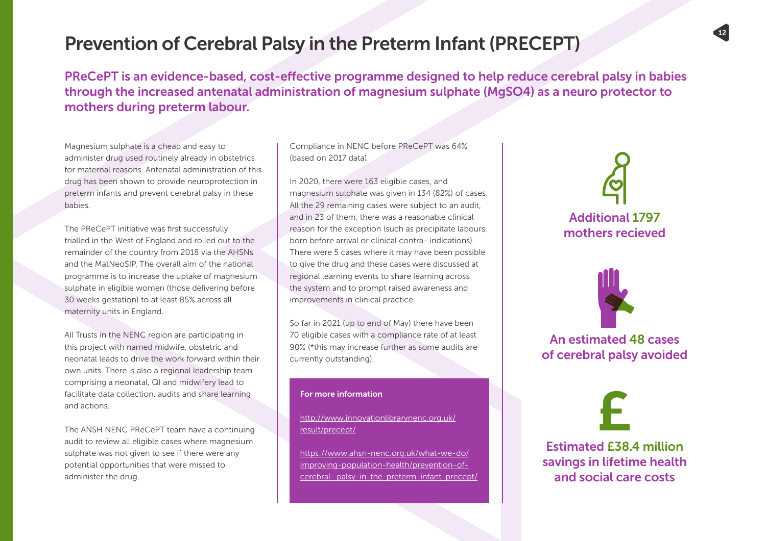# Prevention of Cerebral Palsy in the Preterm Infant (PRECEPT)

**PReCePT is an evidence-based, cost-effective programme designed to help reduce cerebral palsy in babies through the increased antenatal administration of magnesium sulphate (MgSO4) as a neuro protector to mothers during preterm labour.**

Magnesium sulphate is a cheap and easy to administer drug used routinely already in obstetrics for maternal reasons. Antenatal administration of this drug has been shown to provide neuroprotection in preterm infants and prevent cerebral palsy in these babies.

The PReCePT initiative was first successfully trialled in the West of England and rolled out to the remainder of the country from 2018 via the AHSNs and the MatNeoSIP. The overall aim of the national programme is to increase the uptake of magnesium sulphate in eligible women (those delivering before 30 weeks gestation) to at least 85% across all maternity units in England.

All Trusts in the NENC region are participating in this project with named midwife, obstetric and neonatal leads to drive the work forward within their own units. There is also a regional leadership team comprising a neonatal, QI and midwifery lead to facilitate data collection, audits and share learning and actions.

The ANSH NENC PReCePT team have a continuing audit to review all eligible cases where magnesium sulphate was not given to see if there were any potential opportunities that were missed to administer the drug.

Compliance in NENC before PReCePT was 64% (based on 2017 data).

In 2020, there were 163 eligible cases, and magnesium sulphate was given in 134 (82%) of cases. All the 29 remaining cases were subject to an audit, and in 23 of them, there was a reasonable clinical reason for the exception (such as precipitate labours, born before arrival or clinical contra- indications). There were 5 cases where it may have been possible to give the drug and these cases were discussed at regional learning events to share learning across the system and to prompt raised awareness and improvements in clinical practice.

So far in 2021 (up to end of May) there have been 70 eligible cases with a compliance rate of at least 90% (*this may increase further as some audits are currently outstanding).

**For more information**

http://www.innovationlibrarynenc.org.uk/result/precept/

https://www.ahsn-nenc.org.uk/what-we-do/improving-population-health/prevention-of-cerebral- palsy-in-the-preterm-infant-precept/

**Additional 1797 mothers recieved**

**An estimated 48 cases of cerebral palsy avoided**

**Estimated £38.4 million savings in lifetime health and social care costs**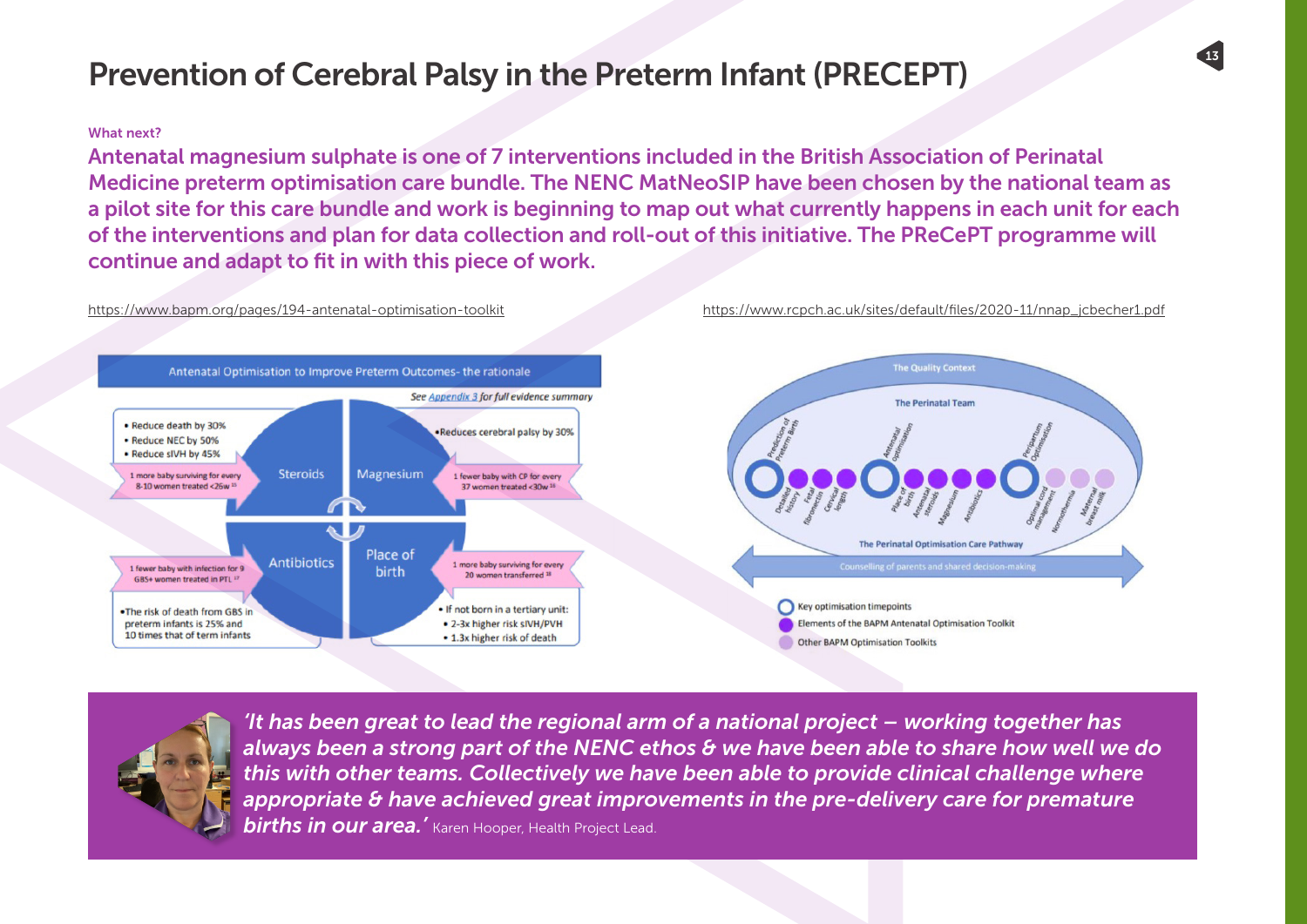# Prevention of Cerebral Palsy in the Preterm Infant (PRECEPT)

**What next?**

**Antenatal magnesium sulphate is one of 7 interventions included in the British Association of Perinatal Medicine preterm optimisation care bundle. The NENC MatNeoSIP have been chosen by the national team as a pilot site for this care bundle and work is beginning to map out what currently happens in each unit for each of the interventions and plan for data collection and roll-out of this initiative. The PReCePT programme will continue and adapt to fit in with this piece of work.**

https://www.bapm.org/pages/194-antenatal-optimisation-toolkit

https://www.rcpch.ac.uk/sites/default/files/2020-11/nnap_jcbecher1.pdf

**Antenatal Optimisation to Improve Preterm Outcomes- the rationale**

*See Appendix 3 for full evidence summary*

**Steroids**
- Reduce death by 30%
- Reduce NEC by 50%
- Reduce sIVH by 45%
- 1 more baby surviving for every 8-10 women treated <26w [15]

**Magnesium**
- Reduces cerebral palsy by 30%
- 1 fewer baby with CP for every 37 women treated <30w [16]

**Antibiotics**
- 1 fewer baby with infection for 9 GBS+ women treated in PTL [17]
- The risk of death from GBS in preterm infants is 25% and 10 times that of term infants

**Place of birth**
- 1 more baby surviving for every 20 women transferred [18]
- If not born in a tertiary unit:
  - 2-3x higher risk sIVH/PVH
  - 1.3x higher risk of death

**The Quality Context**

**The Perinatal Team**

Prediction of Preterm Birth: Detailed history, Fetal fibronectin, Cervical length

Antenatal Optimisation: Place of birth, Antenatal steroids, Magnesium, Antibiotics

Peripartum Optimisation: Optimal cord management, Normothermia, Maternal breast milk

**The Perinatal Optimisation Care Pathway**

Counselling of parents and shared decision-making

- Key optimisation timepoints
- Elements of the BAPM Antenatal Optimisation Toolkit
- Other BAPM Optimisation Toolkits

> ***'It has been great to lead the regional arm of a national project – working together has always been a strong part of the NENC ethos & we have been able to share how well we do this with other teams. Collectively we have been able to provide clinical challenge where appropriate & have achieved great improvements in the pre-delivery care for premature births in our area.'*** Karen Hooper, Health Project Lead.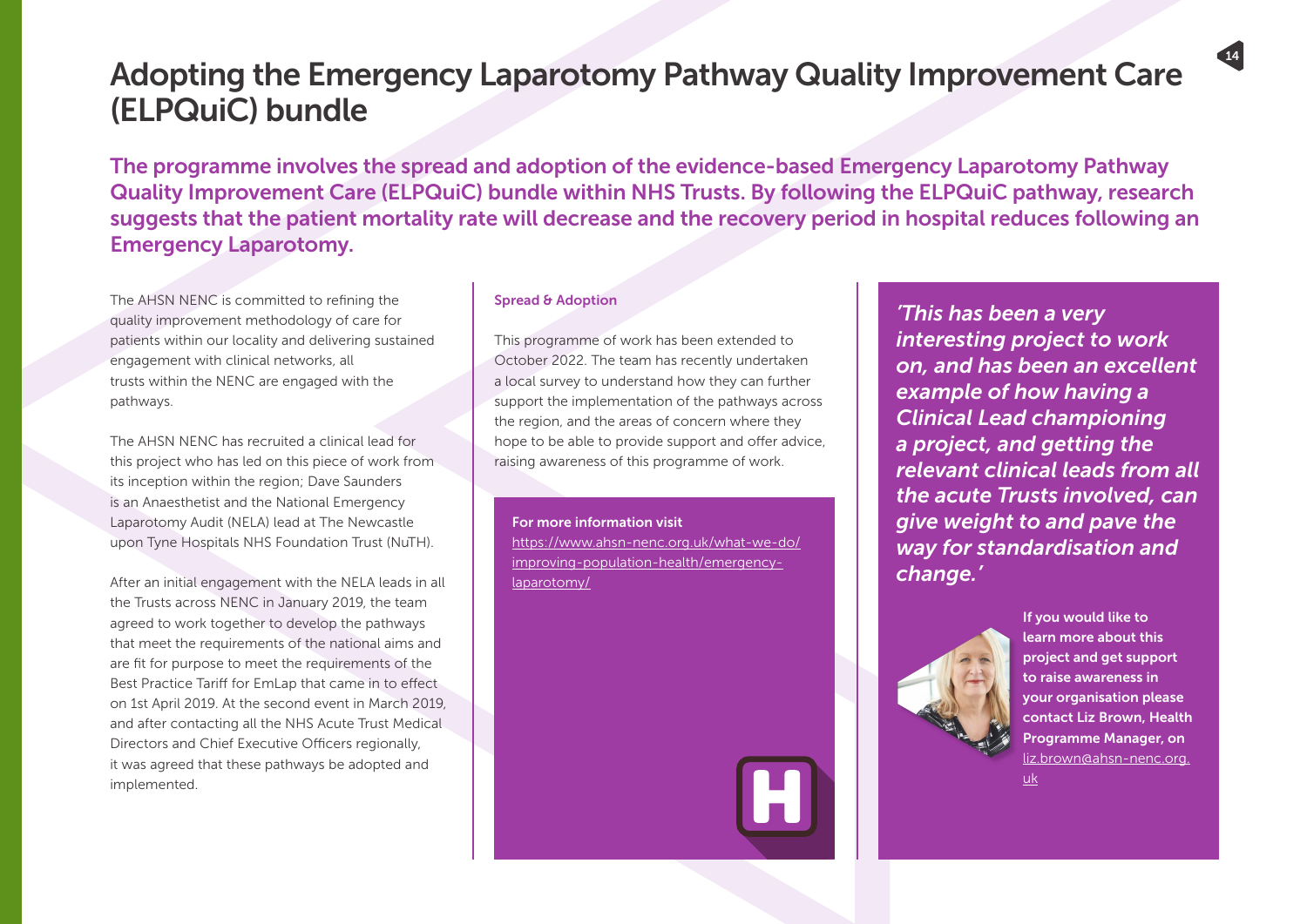# Adopting the Emergency Laparotomy Pathway Quality Improvement Care (ELPQuiC) bundle

**The programme involves the spread and adoption of the evidence-based Emergency Laparotomy Pathway Quality Improvement Care (ELPQuiC) bundle within NHS Trusts. By following the ELPQuiC pathway, research suggests that the patient mortality rate will decrease and the recovery period in hospital reduces following an Emergency Laparotomy.**

The AHSN NENC is committed to refining the quality improvement methodology of care for patients within our locality and delivering sustained engagement with clinical networks, all trusts within the NENC are engaged with the pathways.

The AHSN NENC has recruited a clinical lead for this project who has led on this piece of work from its inception within the region; Dave Saunders is an Anaesthetist and the National Emergency Laparotomy Audit (NELA) lead at The Newcastle upon Tyne Hospitals NHS Foundation Trust (NuTH).

After an initial engagement with the NELA leads in all the Trusts across NENC in January 2019, the team agreed to work together to develop the pathways that meet the requirements of the national aims and are fit for purpose to meet the requirements of the Best Practice Tariff for EmLap that came in to effect on 1st April 2019. At the second event in March 2019, and after contacting all the NHS Acute Trust Medical Directors and Chief Executive Officers regionally, it was agreed that these pathways be adopted and implemented.

**Spread & Adoption**

This programme of work has been extended to October 2022. The team has recently undertaken a local survey to understand how they can further support the implementation of the pathways across the region, and the areas of concern where they hope to be able to provide support and offer advice, raising awareness of this programme of work.

**For more information visit**
https://www.ahsn-nenc.org.uk/what-we-do/improving-population-health/emergency-laparotomy/

*'This has been a very interesting project to work on, and has been an excellent example of how having a Clinical Lead championing a project, and getting the relevant clinical leads from all the acute Trusts involved, can give weight to and pave the way for standardisation and change.'*

**If you would like to learn more about this project and get support to raise awareness in your organisation please contact Liz Brown, Health Programme Manager, on** liz.brown@ahsn-nenc.org.uk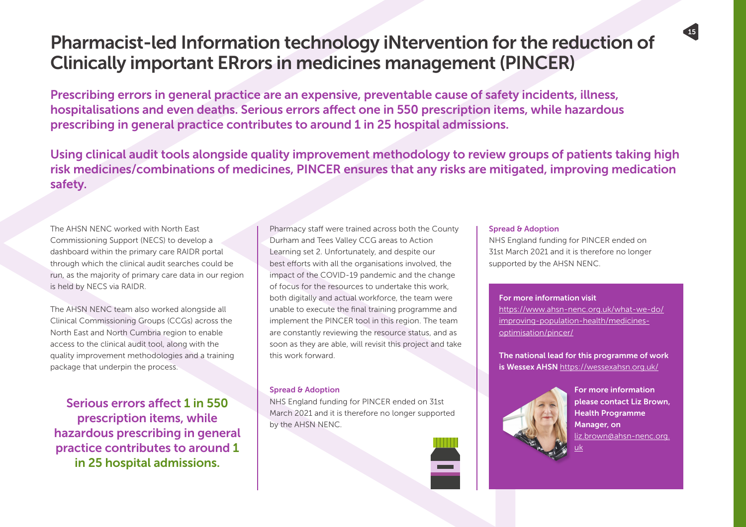# Pharmacist-led Information technology iNtervention for the reduction of Clinically important ERrors in medicines management (PINCER)

**Prescribing errors in general practice are an expensive, preventable cause of safety incidents, illness, hospitalisations and even deaths. Serious errors affect one in 550 prescription items, while hazardous prescribing in general practice contributes to around 1 in 25 hospital admissions.**

**Using clinical audit tools alongside quality improvement methodology to review groups of patients taking high risk medicines/combinations of medicines, PINCER ensures that any risks are mitigated, improving medication safety.**

The AHSN NENC worked with North East Commissioning Support (NECS) to develop a dashboard within the primary care RAIDR portal through which the clinical audit searches could be run, as the majority of primary care data in our region is held by NECS via RAIDR.

The AHSN NENC team also worked alongside all Clinical Commissioning Groups (CCGs) across the North East and North Cumbria region to enable access to the clinical audit tool, along with the quality improvement methodologies and a training package that underpin the process.

**Serious errors affect 1 in 550 prescription items, while hazardous prescribing in general practice contributes to around 1 in 25 hospital admissions.**

Pharmacy staff were trained across both the County Durham and Tees Valley CCG areas to Action Learning set 2. Unfortunately, and despite our best efforts with all the organisations involved, the impact of the COVID-19 pandemic and the change of focus for the resources to undertake this work, both digitally and actual workforce, the team were unable to execute the final training programme and implement the PINCER tool in this region. The team are constantly reviewing the resource status, and as soon as they are able, will revisit this project and take this work forward.

### Spread & Adoption

NHS England funding for PINCER ended on 31st March 2021 and it is therefore no longer supported by the AHSN NENC.

### Spread & Adoption

NHS England funding for PINCER ended on 31st March 2021 and it is therefore no longer supported by the AHSN NENC.

**For more information visit**
https://www.ahsn-nenc.org.uk/what-we-do/improving-population-health/medicines-optimisation/pincer/

**The national lead for this programme of work is Wessex AHSN** https://wessexahsn.org.uk/

**For more information please contact Liz Brown, Health Programme Manager, on** liz.brown@ahsn-nenc.org.uk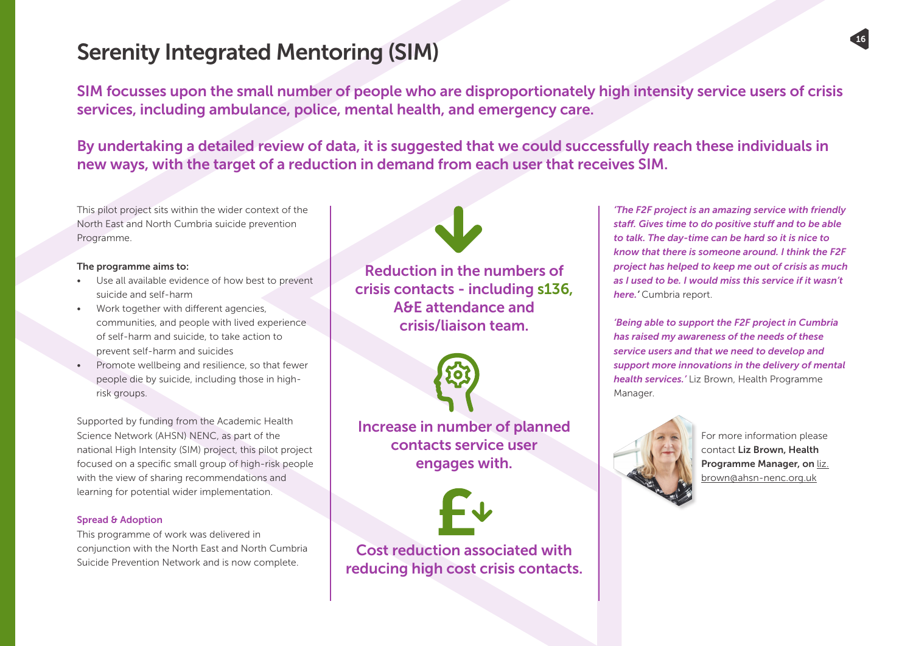# Serenity Integrated Mentoring (SIM)

**SIM focusses upon the small number of people who are disproportionately high intensity service users of crisis services, including ambulance, police, mental health, and emergency care.**

**By undertaking a detailed review of data, it is suggested that we could successfully reach these individuals in new ways, with the target of a reduction in demand from each user that receives SIM.**

This pilot project sits within the wider context of the North East and North Cumbria suicide prevention Programme.

**The programme aims to:**

- Use all available evidence of how best to prevent suicide and self-harm
- Work together with different agencies, communities, and people with lived experience of self-harm and suicide, to take action to prevent self-harm and suicides
- Promote wellbeing and resilience, so that fewer people die by suicide, including those in high-risk groups.

Supported by funding from the Academic Health Science Network (AHSN) NENC, as part of the national High Intensity (SIM) project, this pilot project focused on a specific small group of high-risk people with the view of sharing recommendations and learning for potential wider implementation.

**Spread & Adoption**

This programme of work was delivered in conjunction with the North East and North Cumbria Suicide Prevention Network and is now complete.

**Reduction in the numbers of crisis contacts - including s136, A&E attendance and crisis/liaison team.**

**Increase in number of planned contacts service user engages with.**

**Cost reduction associated with reducing high cost crisis contacts.**

*'The F2F project is an amazing service with friendly staff. Gives time to do positive stuff and to be able to talk. The day-time can be hard so it is nice to know that there is someone around. I think the F2F project has helped to keep me out of crisis as much as I used to be. I would miss this service if it wasn't here.'* Cumbria report.

*'Being able to support the F2F project in Cumbria has raised my awareness of the needs of these service users and that we need to develop and support more innovations in the delivery of mental health services.'* Liz Brown, Health Programme Manager.

For more information please contact **Liz Brown, Health Programme Manager, on** liz.brown@ahsn-nenc.org.uk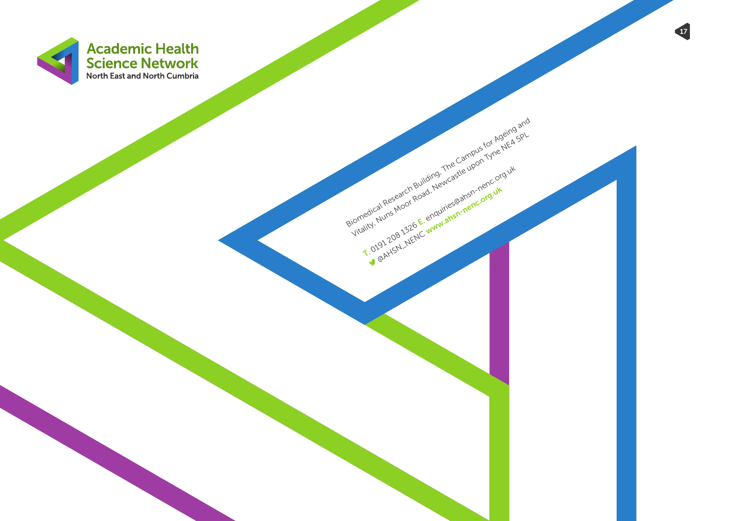Academic Health Science Network
North East and North Cumbria

Biomedical Research Building, The Campus for Ageing and Vitality, Nuns Moor Road, Newcastle upon Tyne NE4 5PL

T. 0191 208 1326 E. enquiries@ahsn-nenc.org.uk

@AHSN_NENC www.ahsn-nenc.org.uk